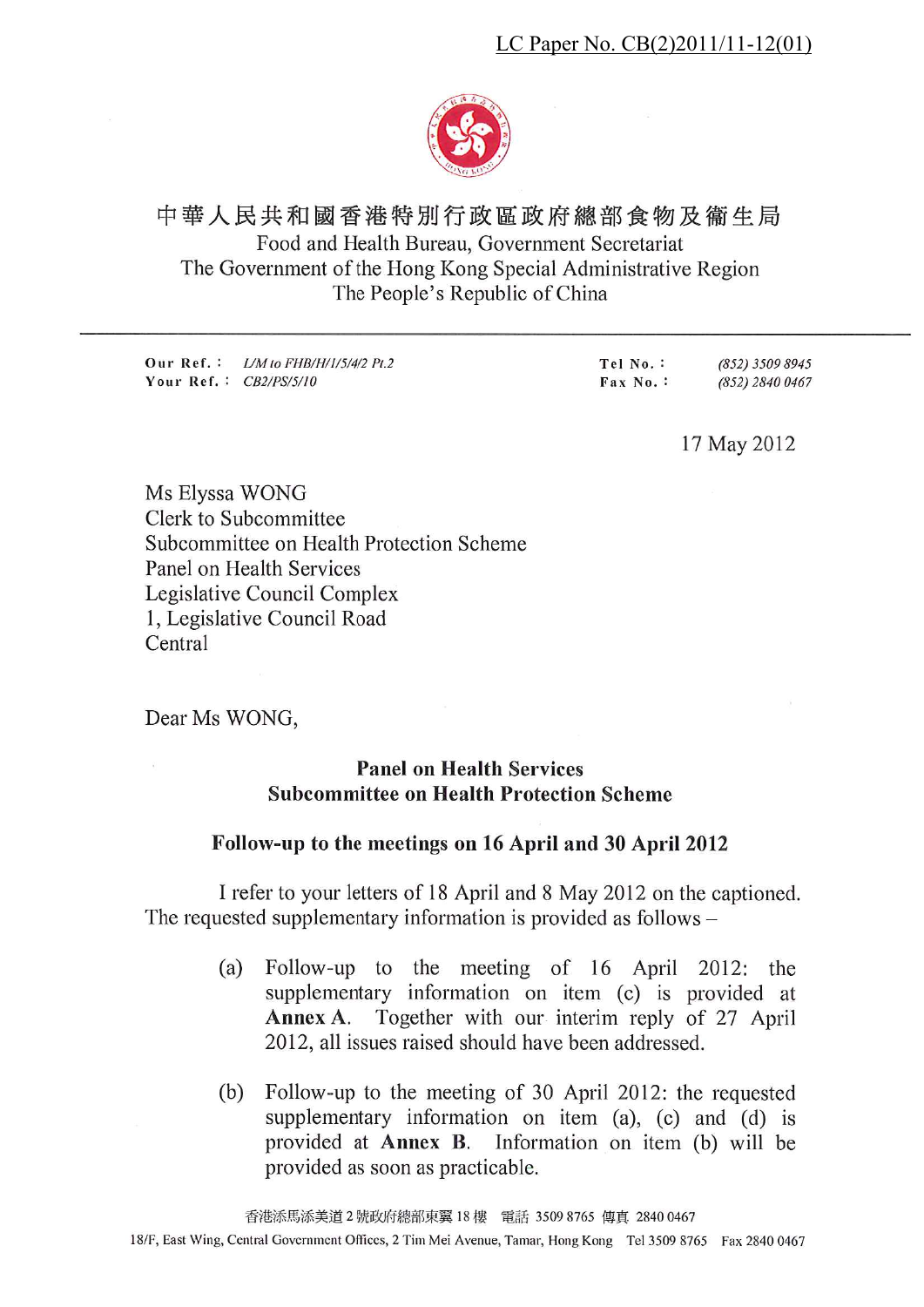LC Paper No. CB(2)2011/11-12(01)

中華人民共和國香港特別行政區政府總部食物及衞生局
Food and Health Bureau, Government Secretariat
The Government of the Hong Kong Special Administrative Region
The People's Republic of China

| | | | |
|---|---|---|---|
| Our Ref. : | *L/M to FHB/H/1/5/4/2 Pt.2* | Tel No. : | *(852) 3509 8945* |
| Your Ref. : | *CB2/PS/5/10* | Fax No. : | *(852) 2840 0467* |

17 May 2012

Ms Elyssa WONG
Clerk to Subcommittee
Subcommittee on Health Protection Scheme
Panel on Health Services
Legislative Council Complex
1, Legislative Council Road
Central

Dear Ms WONG,

**Panel on Health Services**
**Subcommittee on Health Protection Scheme**

**Follow-up to the meetings on 16 April and 30 April 2012**

I refer to your letters of 18 April and 8 May 2012 on the captioned. The requested supplementary information is provided as follows –

(a) Follow-up to the meeting of 16 April 2012: the supplementary information on item (c) is provided at **Annex A**. Together with our interim reply of 27 April 2012, all issues raised should have been addressed.

(b) Follow-up to the meeting of 30 April 2012: the requested supplementary information on item (a), (c) and (d) is provided at **Annex B**. Information on item (b) will be provided as soon as practicable.

香港添馬添美道2號政府總部東翼18樓 電話 3509 8765 傳真 2840 0467
18/F, East Wing, Central Government Offices, 2 Tim Mei Avenue, Tamar, Hong Kong Tel 3509 8765 Fax 2840 0467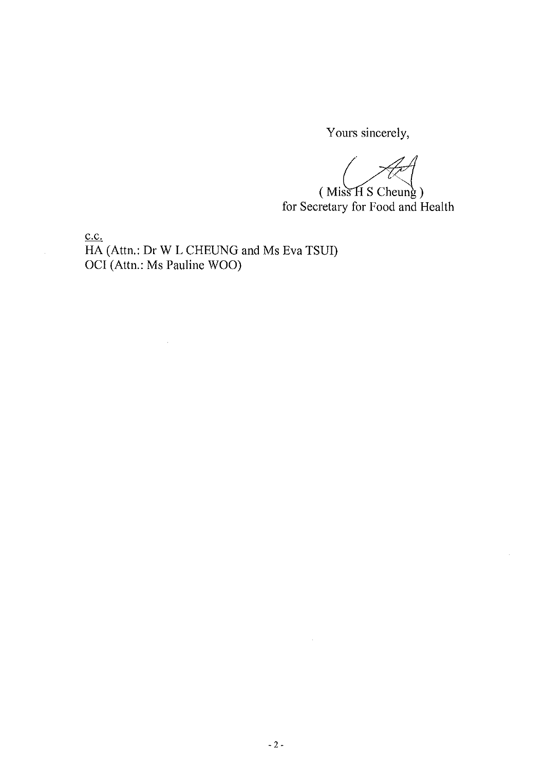Yours sincerely,

( Miss H S Cheung )
for Secretary for Food and Health

c.c.
HA (Attn.: Dr W L CHEUNG and Ms Eva TSUI)
OCI (Attn.: Ms Pauline WOO)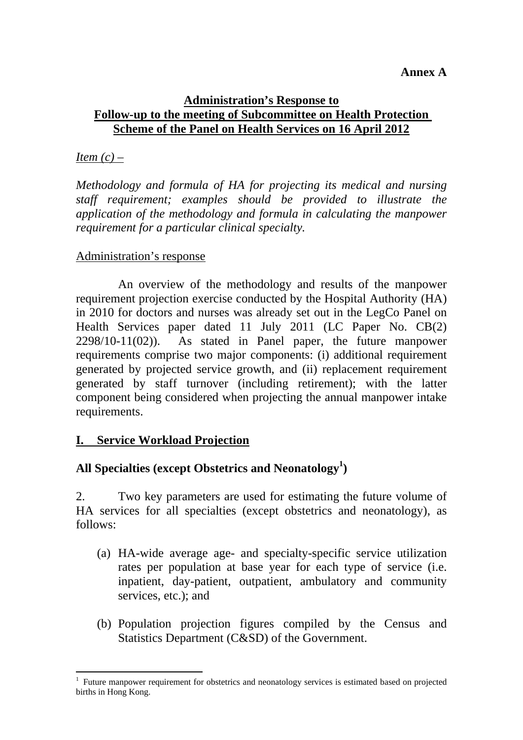**Annex A**

## Administration's Response to Follow-up to the meeting of Subcommittee on Health Protection Scheme of the Panel on Health Services on 16 April 2012

*Item (c) –*

*Methodology and formula of HA for projecting its medical and nursing staff requirement; examples should be provided to illustrate the application of the methodology and formula in calculating the manpower requirement for a particular clinical specialty.*

Administration's response

An overview of the methodology and results of the manpower requirement projection exercise conducted by the Hospital Authority (HA) in 2010 for doctors and nurses was already set out in the LegCo Panel on Health Services paper dated 11 July 2011 (LC Paper No. CB(2) 2298/10-11(02)). As stated in Panel paper, the future manpower requirements comprise two major components: (i) additional requirement generated by projected service growth, and (ii) replacement requirement generated by staff turnover (including retirement); with the latter component being considered when projecting the annual manpower intake requirements.

### I. Service Workload Projection

**All Specialties (except Obstetrics and Neonatology[1])**

2. Two key parameters are used for estimating the future volume of HA services for all specialties (except obstetrics and neonatology), as follows:

(a) HA-wide average age- and specialty-specific service utilization rates per population at base year for each type of service (i.e. inpatient, day-patient, outpatient, ambulatory and community services, etc.); and

(b) Population projection figures compiled by the Census and Statistics Department (C&SD) of the Government.

[1] Future manpower requirement for obstetrics and neonatology services is estimated based on projected births in Hong Kong.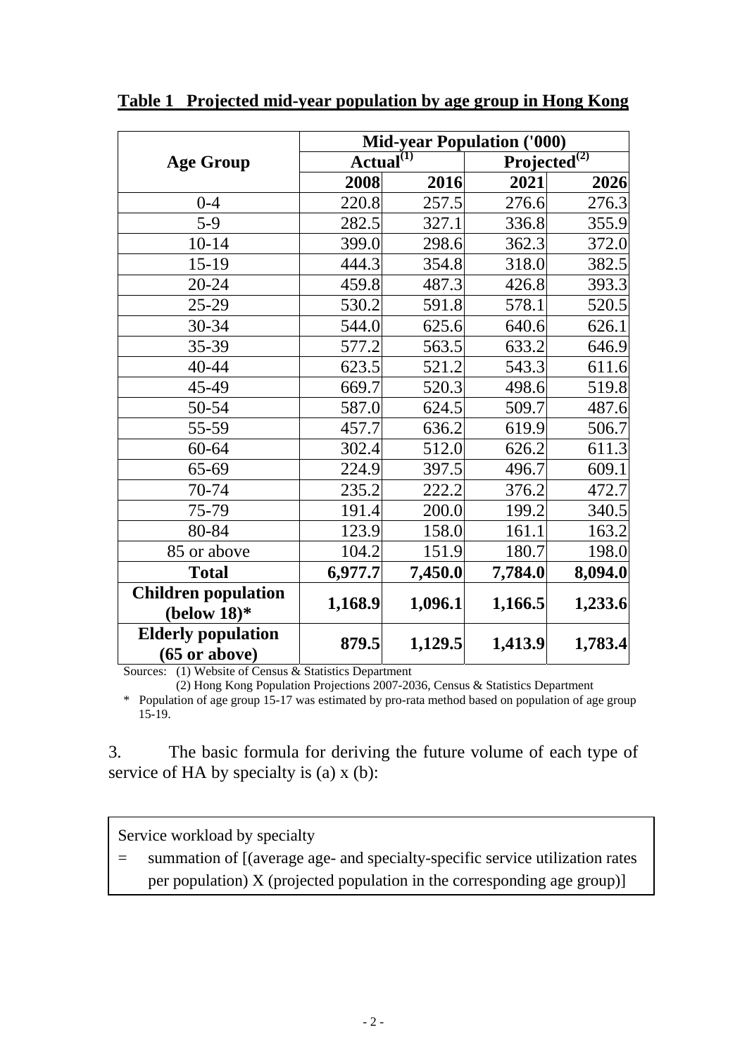**Table 1 Projected mid-year population by age group in Hong Kong**

| Age Group | Mid-year Population ('000) | | | |
|---|---|---|---|---|
| | Actual[(1)] | | Projected[(2)] | |
| | 2008 | 2016 | 2021 | 2026 |
| 0-4 | 220.8 | 257.5 | 276.6 | 276.3 |
| 5-9 | 282.5 | 327.1 | 336.8 | 355.9 |
| 10-14 | 399.0 | 298.6 | 362.3 | 372.0 |
| 15-19 | 444.3 | 354.8 | 318.0 | 382.5 |
| 20-24 | 459.8 | 487.3 | 426.8 | 393.3 |
| 25-29 | 530.2 | 591.8 | 578.1 | 520.5 |
| 30-34 | 544.0 | 625.6 | 640.6 | 626.1 |
| 35-39 | 577.2 | 563.5 | 633.2 | 646.9 |
| 40-44 | 623.5 | 521.2 | 543.3 | 611.6 |
| 45-49 | 669.7 | 520.3 | 498.6 | 519.8 |
| 50-54 | 587.0 | 624.5 | 509.7 | 487.6 |
| 55-59 | 457.7 | 636.2 | 619.9 | 506.7 |
| 60-64 | 302.4 | 512.0 | 626.2 | 611.3 |
| 65-69 | 224.9 | 397.5 | 496.7 | 609.1 |
| 70-74 | 235.2 | 222.2 | 376.2 | 472.7 |
| 75-79 | 191.4 | 200.0 | 199.2 | 340.5 |
| 80-84 | 123.9 | 158.0 | 161.1 | 163.2 |
| 85 or above | 104.2 | 151.9 | 180.7 | 198.0 |
| **Total** | **6,977.7** | **7,450.0** | **7,784.0** | **8,094.0** |
| **Children population (below 18)*** | **1,168.9** | **1,096.1** | **1,166.5** | **1,233.6** |
| **Elderly population (65 or above)** | **879.5** | **1,129.5** | **1,413.9** | **1,783.4** |

Sources: (1) Website of Census & Statistics Department
(2) Hong Kong Population Projections 2007-2036, Census & Statistics Department

\* Population of age group 15-17 was estimated by pro-rata method based on population of age group 15-19.

3. The basic formula for deriving the future volume of each type of service of HA by specialty is (a) x (b):

> Service workload by specialty
> = summation of [(average age- and specialty-specific service utilization rates per population) X (projected population in the corresponding age group)]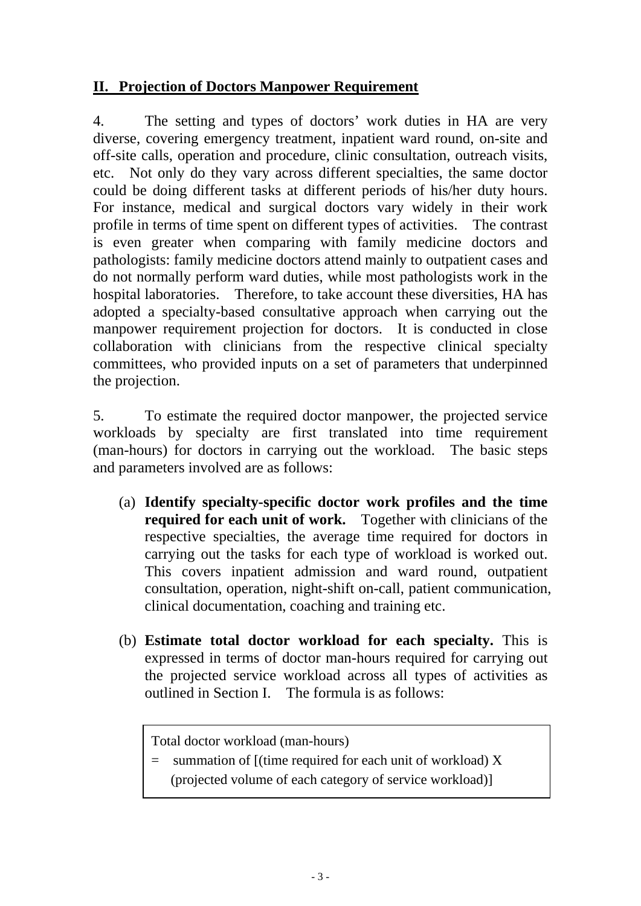## II. Projection of Doctors Manpower Requirement

4. The setting and types of doctors' work duties in HA are very diverse, covering emergency treatment, inpatient ward round, on-site and off-site calls, operation and procedure, clinic consultation, outreach visits, etc. Not only do they vary across different specialties, the same doctor could be doing different tasks at different periods of his/her duty hours. For instance, medical and surgical doctors vary widely in their work profile in terms of time spent on different types of activities. The contrast is even greater when comparing with family medicine doctors and pathologists: family medicine doctors attend mainly to outpatient cases and do not normally perform ward duties, while most pathologists work in the hospital laboratories. Therefore, to take account these diversities, HA has adopted a specialty-based consultative approach when carrying out the manpower requirement projection for doctors. It is conducted in close collaboration with clinicians from the respective clinical specialty committees, who provided inputs on a set of parameters that underpinned the projection.

5. To estimate the required doctor manpower, the projected service workloads by specialty are first translated into time requirement (man-hours) for doctors in carrying out the workload. The basic steps and parameters involved are as follows:

(a) **Identify specialty-specific doctor work profiles and the time required for each unit of work.** Together with clinicians of the respective specialties, the average time required for doctors in carrying out the tasks for each type of workload is worked out. This covers inpatient admission and ward round, outpatient consultation, operation, night-shift on-call, patient communication, clinical documentation, coaching and training etc.

(b) **Estimate total doctor workload for each specialty.** This is expressed in terms of doctor man-hours required for carrying out the projected service workload across all types of activities as outlined in Section I. The formula is as follows:

> Total doctor workload (man-hours)
> = summation of [(time required for each unit of workload) X (projected volume of each category of service workload)]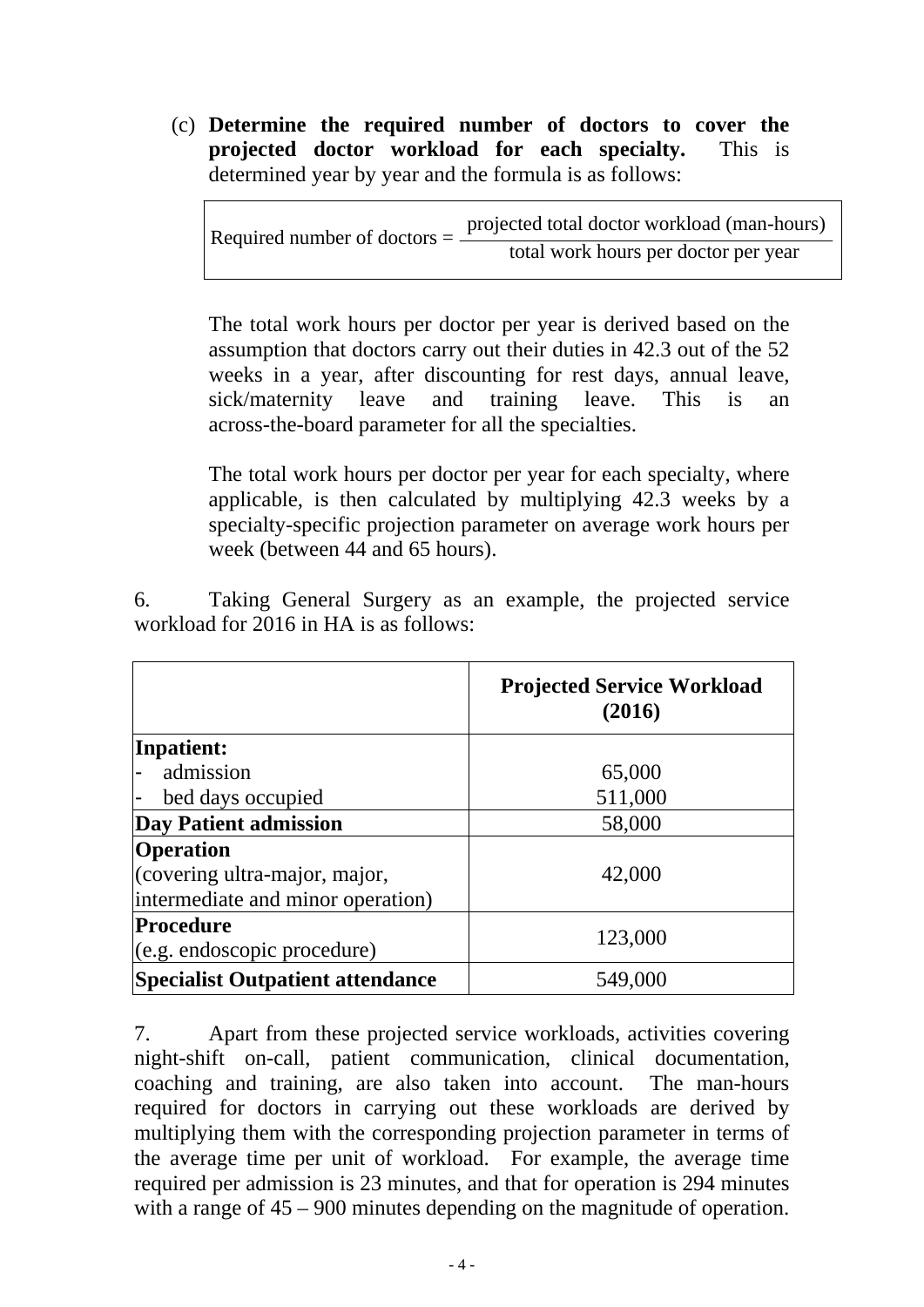(c) **Determine the required number of doctors to cover the projected doctor workload for each specialty.** This is determined year by year and the formula is as follows:

$$\text{Required number of doctors} = \frac{\text{projected total doctor workload (man-hours)}}{\text{total work hours per doctor per year}}$$

The total work hours per doctor per year is derived based on the assumption that doctors carry out their duties in 42.3 out of the 52 weeks in a year, after discounting for rest days, annual leave, sick/maternity leave and training leave. This is an across-the-board parameter for all the specialties.

The total work hours per doctor per year for each specialty, where applicable, is then calculated by multiplying 42.3 weeks by a specialty-specific projection parameter on average work hours per week (between 44 and 65 hours).

6. Taking General Surgery as an example, the projected service workload for 2016 in HA is as follows:

| | **Projected Service Workload (2016)** |
|---|---|
| **Inpatient:** | |
| - admission | 65,000 |
| - bed days occupied | 511,000 |
| **Day Patient admission** | 58,000 |
| **Operation** (covering ultra-major, major, intermediate and minor operation) | 42,000 |
| **Procedure** (e.g. endoscopic procedure) | 123,000 |
| **Specialist Outpatient attendance** | 549,000 |

7. Apart from these projected service workloads, activities covering night-shift on-call, patient communication, clinical documentation, coaching and training, are also taken into account. The man-hours required for doctors in carrying out these workloads are derived by multiplying them with the corresponding projection parameter in terms of the average time per unit of workload. For example, the average time required per admission is 23 minutes, and that for operation is 294 minutes with a range of 45 – 900 minutes depending on the magnitude of operation.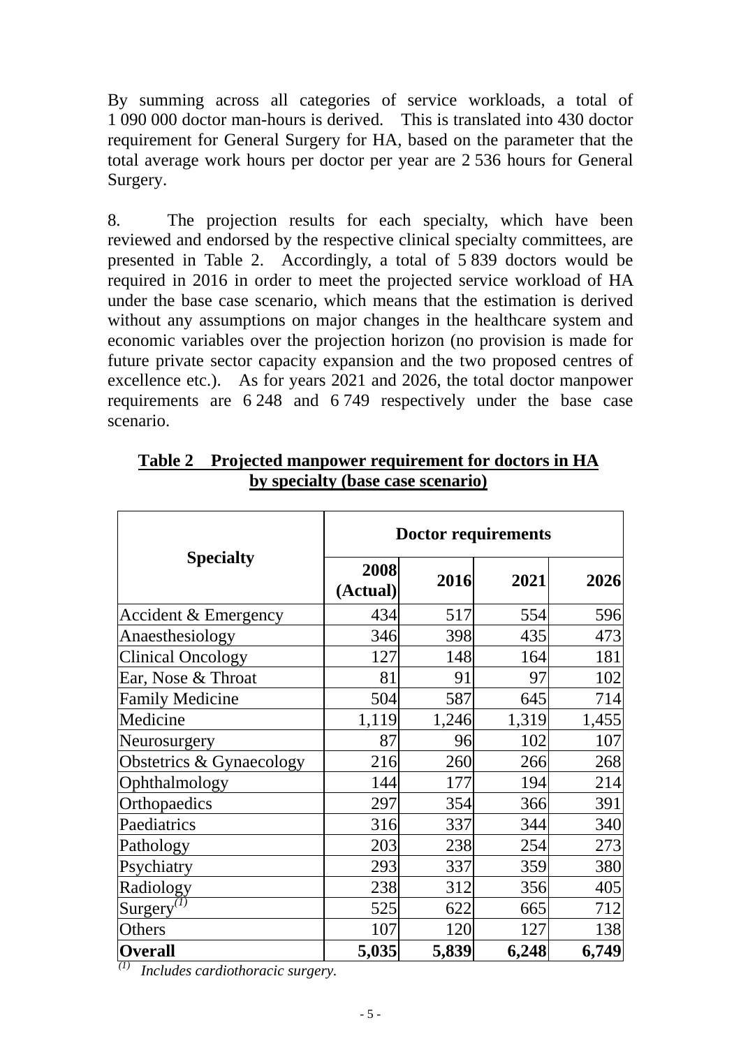By summing across all categories of service workloads, a total of 1 090 000 doctor man-hours is derived. This is translated into 430 doctor requirement for General Surgery for HA, based on the parameter that the total average work hours per doctor per year are 2 536 hours for General Surgery.

8. The projection results for each specialty, which have been reviewed and endorsed by the respective clinical specialty committees, are presented in Table 2. Accordingly, a total of 5 839 doctors would be required in 2016 in order to meet the projected service workload of HA under the base case scenario, which means that the estimation is derived without any assumptions on major changes in the healthcare system and economic variables over the projection horizon (no provision is made for future private sector capacity expansion and the two proposed centres of excellence etc.). As for years 2021 and 2026, the total doctor manpower requirements are 6 248 and 6 749 respectively under the base case scenario.

**Table 2 Projected manpower requirement for doctors in HA by specialty (base case scenario)**

| Specialty | Doctor requirements | | | |
|---|---|---|---|---|
| | 2008 (Actual) | 2016 | 2021 | 2026 |
| Accident & Emergency | 434 | 517 | 554 | 596 |
| Anaesthesiology | 346 | 398 | 435 | 473 |
| Clinical Oncology | 127 | 148 | 164 | 181 |
| Ear, Nose & Throat | 81 | 91 | 97 | 102 |
| Family Medicine | 504 | 587 | 645 | 714 |
| Medicine | 1,119 | 1,246 | 1,319 | 1,455 |
| Neurosurgery | 87 | 96 | 102 | 107 |
| Obstetrics & Gynaecology | 216 | 260 | 266 | 268 |
| Ophthalmology | 144 | 177 | 194 | 214 |
| Orthopaedics | 297 | 354 | 366 | 391 |
| Paediatrics | 316 | 337 | 344 | 340 |
| Pathology | 203 | 238 | 254 | 273 |
| Psychiatry | 293 | 337 | 359 | 380 |
| Radiology | 238 | 312 | 356 | 405 |
| Surgery(1) | 525 | 622 | 665 | 712 |
| Others | 107 | 120 | 127 | 138 |
| **Overall** | **5,035** | **5,839** | **6,248** | **6,749** |

(1) *Includes cardiothoracic surgery.*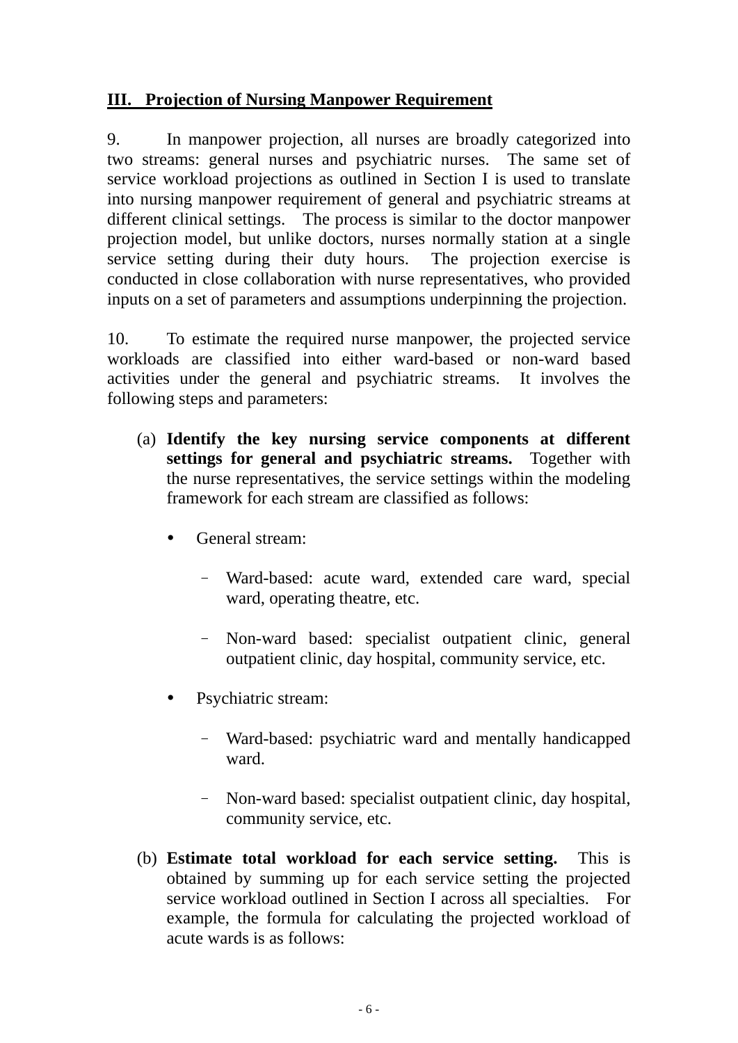## III. Projection of Nursing Manpower Requirement

9. In manpower projection, all nurses are broadly categorized into two streams: general nurses and psychiatric nurses. The same set of service workload projections as outlined in Section I is used to translate into nursing manpower requirement of general and psychiatric streams at different clinical settings. The process is similar to the doctor manpower projection model, but unlike doctors, nurses normally station at a single service setting during their duty hours. The projection exercise is conducted in close collaboration with nurse representatives, who provided inputs on a set of parameters and assumptions underpinning the projection.

10. To estimate the required nurse manpower, the projected service workloads are classified into either ward-based or non-ward based activities under the general and psychiatric streams. It involves the following steps and parameters:

(a) **Identify the key nursing service components at different settings for general and psychiatric streams.** Together with the nurse representatives, the service settings within the modeling framework for each stream are classified as follows:

- General stream:
  - Ward-based: acute ward, extended care ward, special ward, operating theatre, etc.
  - Non-ward based: specialist outpatient clinic, general outpatient clinic, day hospital, community service, etc.
- Psychiatric stream:
  - Ward-based: psychiatric ward and mentally handicapped ward.
  - Non-ward based: specialist outpatient clinic, day hospital, community service, etc.

(b) **Estimate total workload for each service setting.** This is obtained by summing up for each service setting the projected service workload outlined in Section I across all specialties. For example, the formula for calculating the projected workload of acute wards is as follows: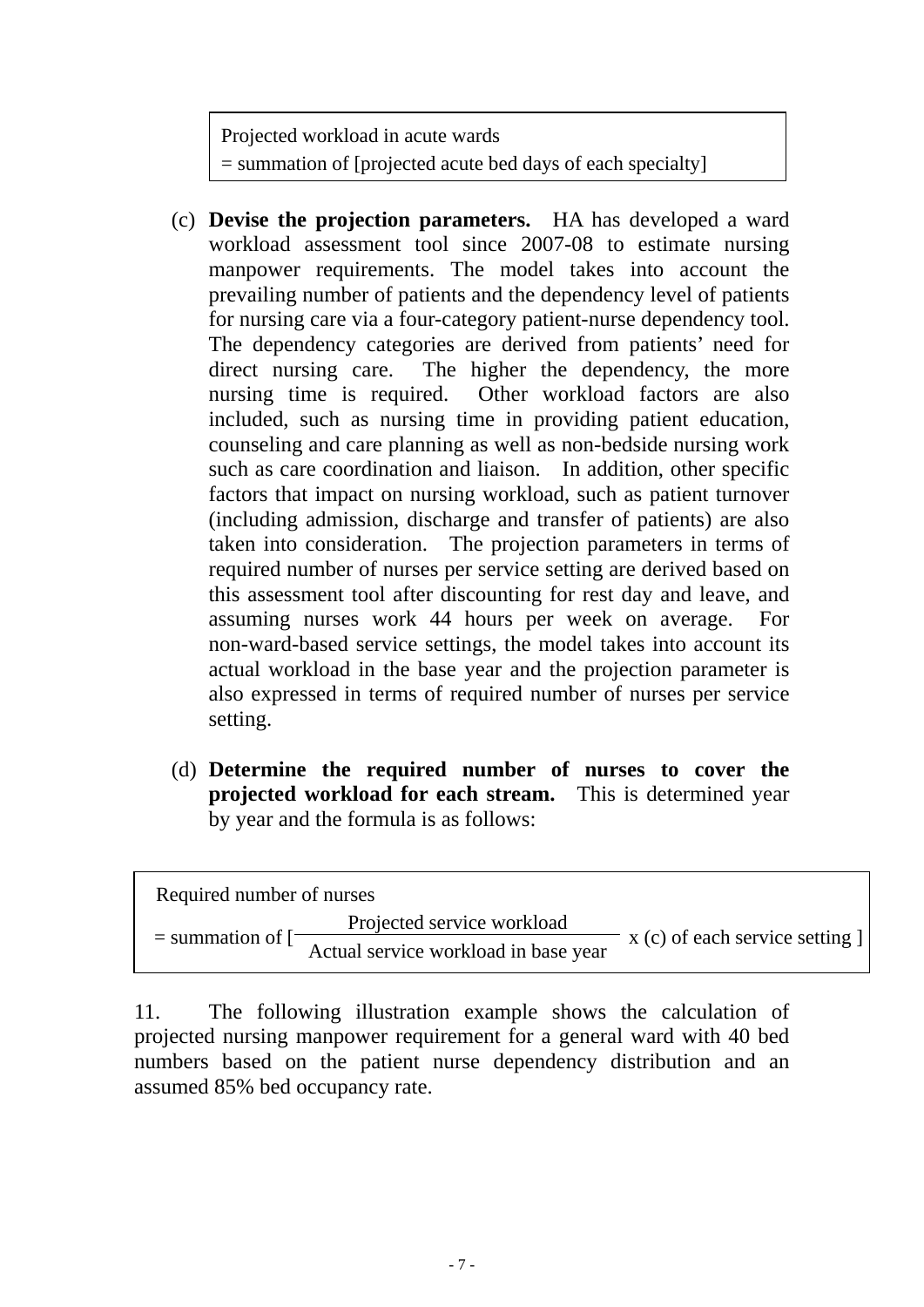> Projected workload in acute wards
> = summation of [projected acute bed days of each specialty]

(c) **Devise the projection parameters.** HA has developed a ward workload assessment tool since 2007-08 to estimate nursing manpower requirements. The model takes into account the prevailing number of patients and the dependency level of patients for nursing care via a four-category patient-nurse dependency tool. The dependency categories are derived from patients' need for direct nursing care. The higher the dependency, the more nursing time is required. Other workload factors are also included, such as nursing time in providing patient education, counseling and care planning as well as non-bedside nursing work such as care coordination and liaison. In addition, other specific factors that impact on nursing workload, such as patient turnover (including admission, discharge and transfer of patients) are also taken into consideration. The projection parameters in terms of required number of nurses per service setting are derived based on this assessment tool after discounting for rest day and leave, and assuming nurses work 44 hours per week on average. For non-ward-based service settings, the model takes into account its actual workload in the base year and the projection parameter is also expressed in terms of required number of nurses per service setting.

(d) **Determine the required number of nurses to cover the projected workload for each stream.** This is determined year by year and the formula is as follows:

$$\text{Required number of nurses} = \text{summation of } \left[ \frac{\text{Projected service workload}}{\text{Actual service workload in base year}} \times \text{(c) of each service setting} \right]$$

11. The following illustration example shows the calculation of projected nursing manpower requirement for a general ward with 40 bed numbers based on the patient nurse dependency distribution and an assumed 85% bed occupancy rate.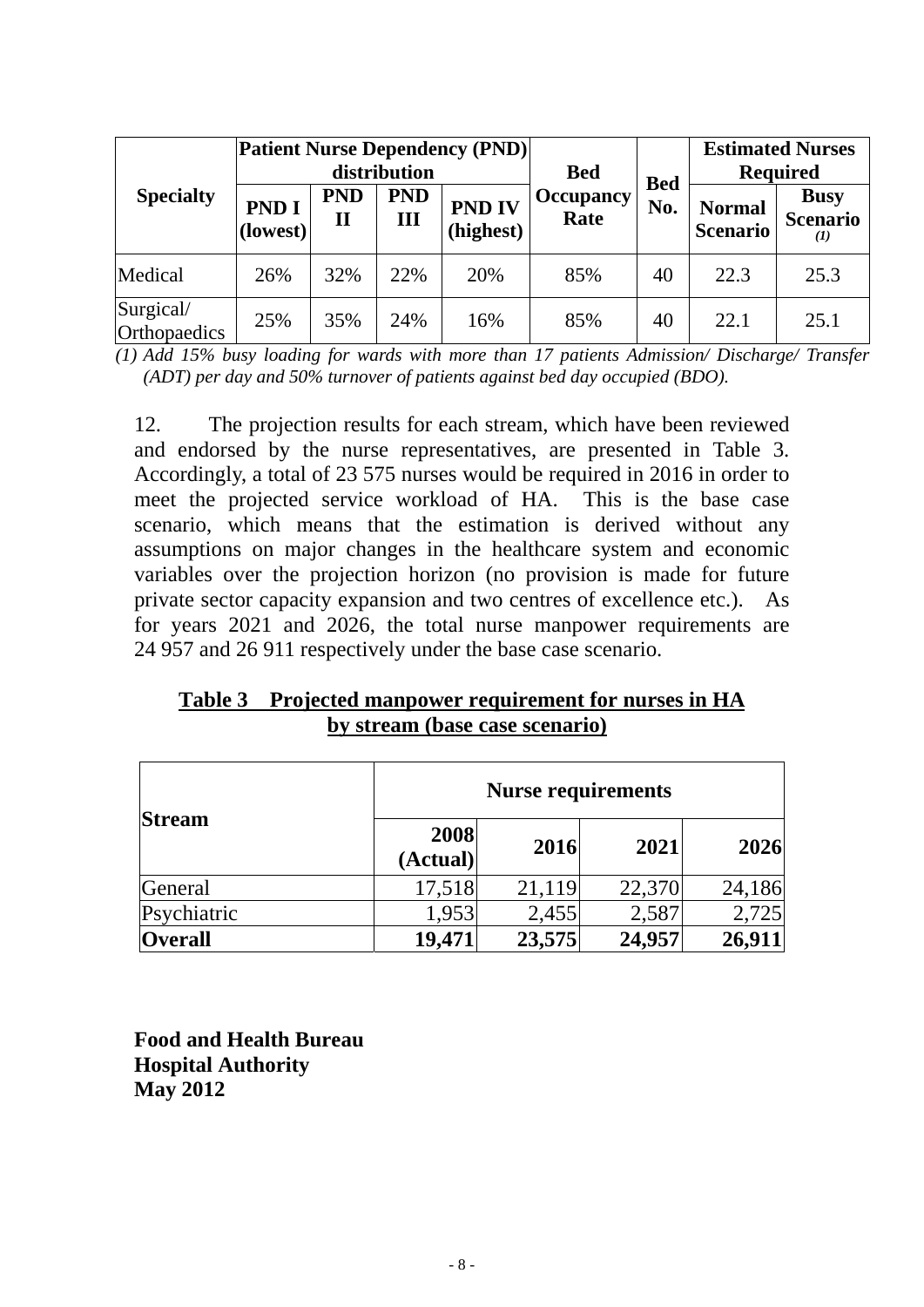| Specialty | Patient Nurse Dependency (PND) distribution | | | | Bed Occupancy Rate | Bed No. | Estimated Nurses Required | |
|---|---|---|---|---|---|---|---|---|
| | PND I (lowest) | PND II | PND III | PND IV (highest) | | | Normal Scenario | Busy Scenario (1) |
| Medical | 26% | 32% | 22% | 20% | 85% | 40 | 22.3 | 25.3 |
| Surgical/ Orthopaedics | 25% | 35% | 24% | 16% | 85% | 40 | 22.1 | 25.1 |

*(1) Add 15% busy loading for wards with more than 17 patients Admission/ Discharge/ Transfer (ADT) per day and 50% turnover of patients against bed day occupied (BDO).*

12. The projection results for each stream, which have been reviewed and endorsed by the nurse representatives, are presented in Table 3. Accordingly, a total of 23 575 nurses would be required in 2016 in order to meet the projected service workload of HA. This is the base case scenario, which means that the estimation is derived without any assumptions on major changes in the healthcare system and economic variables over the projection horizon (no provision is made for future private sector capacity expansion and two centres of excellence etc.). As for years 2021 and 2026, the total nurse manpower requirements are 24 957 and 26 911 respectively under the base case scenario.

**Table 3 Projected manpower requirement for nurses in HA by stream (base case scenario)**

| Stream | Nurse requirements | | | |
|---|---|---|---|---|
| | 2008 (Actual) | 2016 | 2021 | 2026 |
| General | 17,518 | 21,119 | 22,370 | 24,186 |
| Psychiatric | 1,953 | 2,455 | 2,587 | 2,725 |
| **Overall** | **19,471** | **23,575** | **24,957** | **26,911** |

**Food and Health Bureau**
**Hospital Authority**
**May 2012**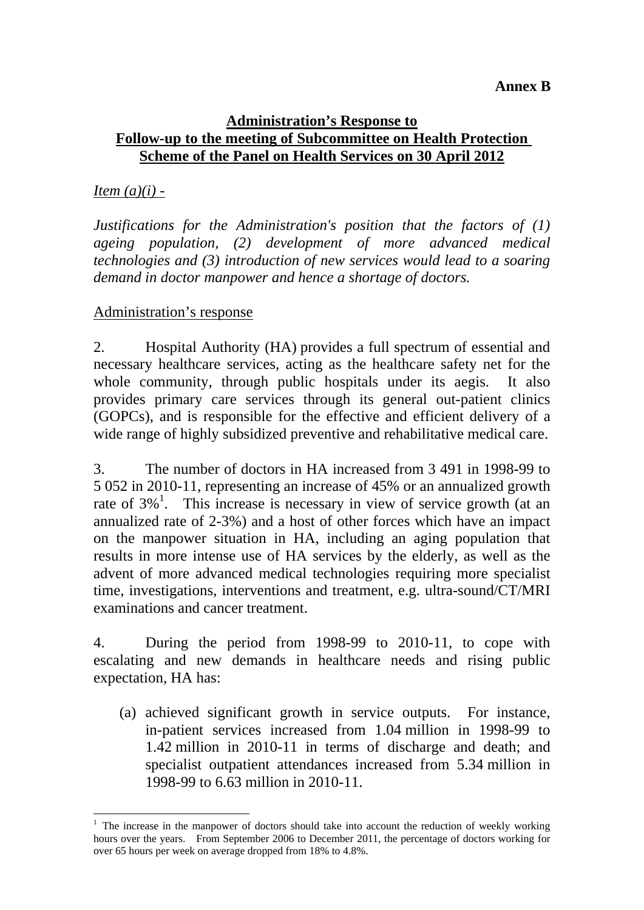**Annex B**

**<u>Administration's Response to</u>**
**<u>Follow-up to the meeting of Subcommittee on Health Protection Scheme of the Panel on Health Services on 30 April 2012</u>**

*<u>Item (a)(i) -</u>*

*Justifications for the Administration's position that the factors of (1) ageing population, (2) development of more advanced medical technologies and (3) introduction of new services would lead to a soaring demand in doctor manpower and hence a shortage of doctors.*

<u>Administration's response</u>

2. Hospital Authority (HA) provides a full spectrum of essential and necessary healthcare services, acting as the healthcare safety net for the whole community, through public hospitals under its aegis. It also provides primary care services through its general out-patient clinics (GOPCs), and is responsible for the effective and efficient delivery of a wide range of highly subsidized preventive and rehabilitative medical care.

3. The number of doctors in HA increased from 3 491 in 1998-99 to 5 052 in 2010-11, representing an increase of 45% or an annualized growth rate of 3%[1]. This increase is necessary in view of service growth (at an annualized rate of 2-3%) and a host of other forces which have an impact on the manpower situation in HA, including an aging population that results in more intense use of HA services by the elderly, as well as the advent of more advanced medical technologies requiring more specialist time, investigations, interventions and treatment, e.g. ultra-sound/CT/MRI examinations and cancer treatment.

4. During the period from 1998-99 to 2010-11, to cope with escalating and new demands in healthcare needs and rising public expectation, HA has:

(a) achieved significant growth in service outputs. For instance, in-patient services increased from 1.04 million in 1998-99 to 1.42 million in 2010-11 in terms of discharge and death; and specialist outpatient attendances increased from 5.34 million in 1998-99 to 6.63 million in 2010-11.

---

[1] The increase in the manpower of doctors should take into account the reduction of weekly working hours over the years. From September 2006 to December 2011, the percentage of doctors working for over 65 hours per week on average dropped from 18% to 4.8%.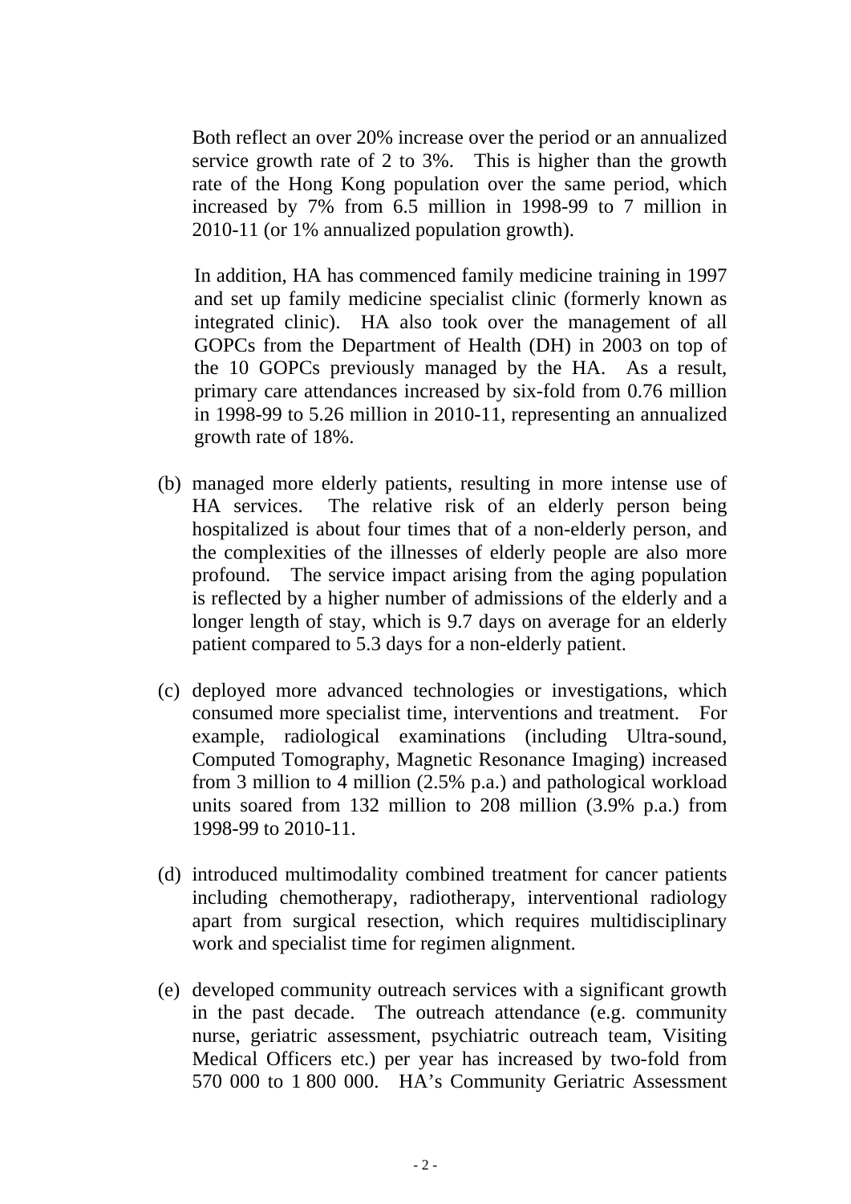Both reflect an over 20% increase over the period or an annualized service growth rate of 2 to 3%. This is higher than the growth rate of the Hong Kong population over the same period, which increased by 7% from 6.5 million in 1998-99 to 7 million in 2010-11 (or 1% annualized population growth).

In addition, HA has commenced family medicine training in 1997 and set up family medicine specialist clinic (formerly known as integrated clinic). HA also took over the management of all GOPCs from the Department of Health (DH) in 2003 on top of the 10 GOPCs previously managed by the HA. As a result, primary care attendances increased by six-fold from 0.76 million in 1998-99 to 5.26 million in 2010-11, representing an annualized growth rate of 18%.

(b) managed more elderly patients, resulting in more intense use of HA services. The relative risk of an elderly person being hospitalized is about four times that of a non-elderly person, and the complexities of the illnesses of elderly people are also more profound. The service impact arising from the aging population is reflected by a higher number of admissions of the elderly and a longer length of stay, which is 9.7 days on average for an elderly patient compared to 5.3 days for a non-elderly patient.

(c) deployed more advanced technologies or investigations, which consumed more specialist time, interventions and treatment. For example, radiological examinations (including Ultra-sound, Computed Tomography, Magnetic Resonance Imaging) increased from 3 million to 4 million (2.5% p.a.) and pathological workload units soared from 132 million to 208 million (3.9% p.a.) from 1998-99 to 2010-11.

(d) introduced multimodality combined treatment for cancer patients including chemotherapy, radiotherapy, interventional radiology apart from surgical resection, which requires multidisciplinary work and specialist time for regimen alignment.

(e) developed community outreach services with a significant growth in the past decade. The outreach attendance (e.g. community nurse, geriatric assessment, psychiatric outreach team, Visiting Medical Officers etc.) per year has increased by two-fold from 570 000 to 1 800 000. HA's Community Geriatric Assessment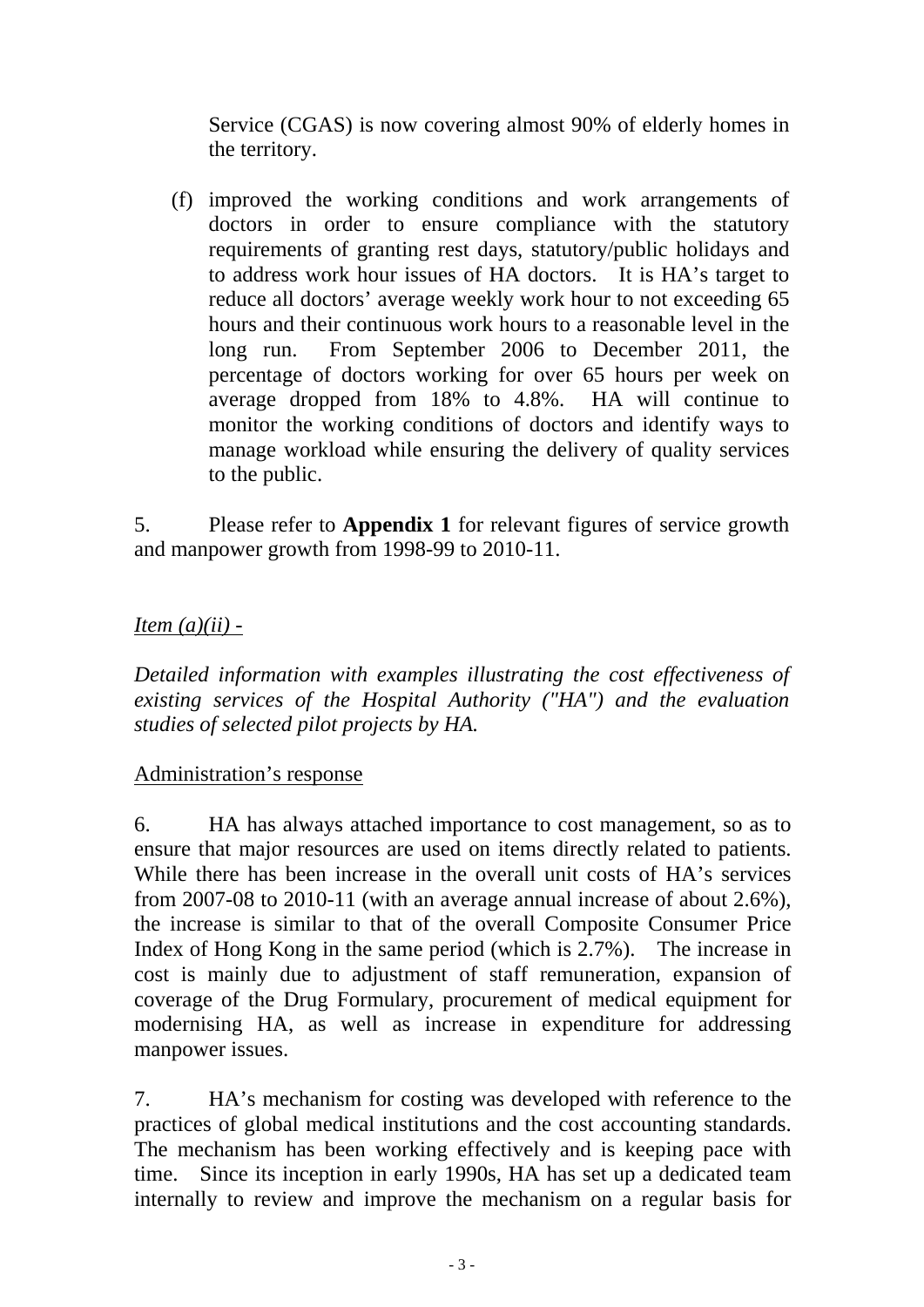Service (CGAS) is now covering almost 90% of elderly homes in the territory.

(f) improved the working conditions and work arrangements of doctors in order to ensure compliance with the statutory requirements of granting rest days, statutory/public holidays and to address work hour issues of HA doctors. It is HA's target to reduce all doctors' average weekly work hour to not exceeding 65 hours and their continuous work hours to a reasonable level in the long run. From September 2006 to December 2011, the percentage of doctors working for over 65 hours per week on average dropped from 18% to 4.8%. HA will continue to monitor the working conditions of doctors and identify ways to manage workload while ensuring the delivery of quality services to the public.

5. Please refer to **Appendix 1** for relevant figures of service growth and manpower growth from 1998-99 to 2010-11.

*Item (a)(ii) -*

*Detailed information with examples illustrating the cost effectiveness of existing services of the Hospital Authority ("HA") and the evaluation studies of selected pilot projects by HA.*

Administration's response

6. HA has always attached importance to cost management, so as to ensure that major resources are used on items directly related to patients. While there has been increase in the overall unit costs of HA's services from 2007-08 to 2010-11 (with an average annual increase of about 2.6%), the increase is similar to that of the overall Composite Consumer Price Index of Hong Kong in the same period (which is 2.7%). The increase in cost is mainly due to adjustment of staff remuneration, expansion of coverage of the Drug Formulary, procurement of medical equipment for modernising HA, as well as increase in expenditure for addressing manpower issues.

7. HA's mechanism for costing was developed with reference to the practices of global medical institutions and the cost accounting standards. The mechanism has been working effectively and is keeping pace with time. Since its inception in early 1990s, HA has set up a dedicated team internally to review and improve the mechanism on a regular basis for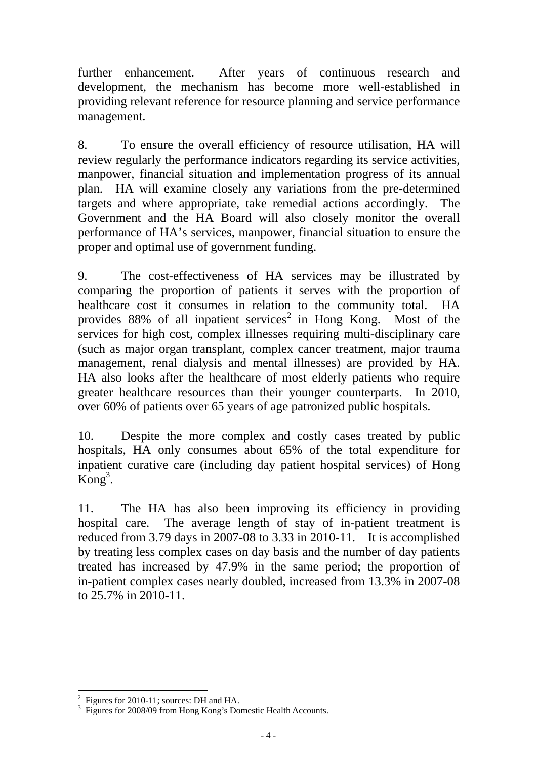further enhancement. After years of continuous research and development, the mechanism has become more well-established in providing relevant reference for resource planning and service performance management.

8. To ensure the overall efficiency of resource utilisation, HA will review regularly the performance indicators regarding its service activities, manpower, financial situation and implementation progress of its annual plan. HA will examine closely any variations from the pre-determined targets and where appropriate, take remedial actions accordingly. The Government and the HA Board will also closely monitor the overall performance of HA's services, manpower, financial situation to ensure the proper and optimal use of government funding.

9. The cost-effectiveness of HA services may be illustrated by comparing the proportion of patients it serves with the proportion of healthcare cost it consumes in relation to the community total. HA provides 88% of all inpatient services[2] in Hong Kong. Most of the services for high cost, complex illnesses requiring multi-disciplinary care (such as major organ transplant, complex cancer treatment, major trauma management, renal dialysis and mental illnesses) are provided by HA. HA also looks after the healthcare of most elderly patients who require greater healthcare resources than their younger counterparts. In 2010, over 60% of patients over 65 years of age patronized public hospitals.

10. Despite the more complex and costly cases treated by public hospitals, HA only consumes about 65% of the total expenditure for inpatient curative care (including day patient hospital services) of Hong Kong[3].

11. The HA has also been improving its efficiency in providing hospital care. The average length of stay of in-patient treatment is reduced from 3.79 days in 2007-08 to 3.33 in 2010-11. It is accomplished by treating less complex cases on day basis and the number of day patients treated has increased by 47.9% in the same period; the proportion of in-patient complex cases nearly doubled, increased from 13.3% in 2007-08 to 25.7% in 2010-11.

---

[2] Figures for 2010-11; sources: DH and HA.

[3] Figures for 2008/09 from Hong Kong's Domestic Health Accounts.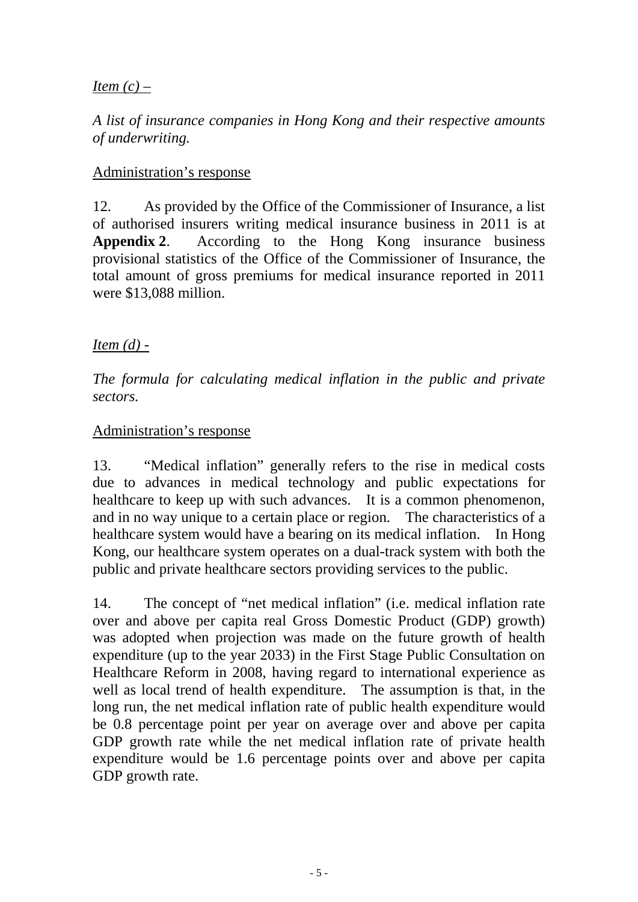<u>*Item (c) –*</u>

*A list of insurance companies in Hong Kong and their respective amounts of underwriting.*

<u>Administration's response</u>

12. As provided by the Office of the Commissioner of Insurance, a list of authorised insurers writing medical insurance business in 2011 is at **Appendix 2**. According to the Hong Kong insurance business provisional statistics of the Office of the Commissioner of Insurance, the total amount of gross premiums for medical insurance reported in 2011 were $13,088 million.

<u>*Item (d) -*</u>

*The formula for calculating medical inflation in the public and private sectors.*

<u>Administration's response</u>

13. "Medical inflation" generally refers to the rise in medical costs due to advances in medical technology and public expectations for healthcare to keep up with such advances. It is a common phenomenon, and in no way unique to a certain place or region. The characteristics of a healthcare system would have a bearing on its medical inflation. In Hong Kong, our healthcare system operates on a dual-track system with both the public and private healthcare sectors providing services to the public.

14. The concept of "net medical inflation" (i.e. medical inflation rate over and above per capita real Gross Domestic Product (GDP) growth) was adopted when projection was made on the future growth of health expenditure (up to the year 2033) in the First Stage Public Consultation on Healthcare Reform in 2008, having regard to international experience as well as local trend of health expenditure. The assumption is that, in the long run, the net medical inflation rate of public health expenditure would be 0.8 percentage point per year on average over and above per capita GDP growth rate while the net medical inflation rate of private health expenditure would be 1.6 percentage points over and above per capita GDP growth rate.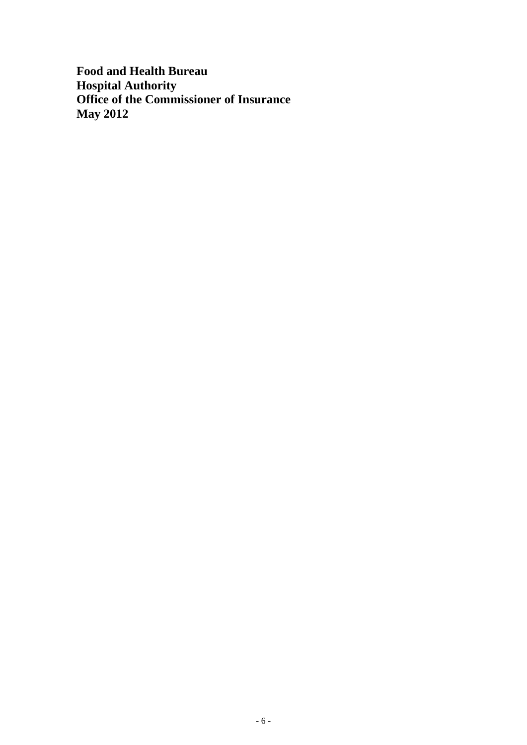**Food and Health Bureau**
**Hospital Authority**
**Office of the Commissioner of Insurance**
**May 2012**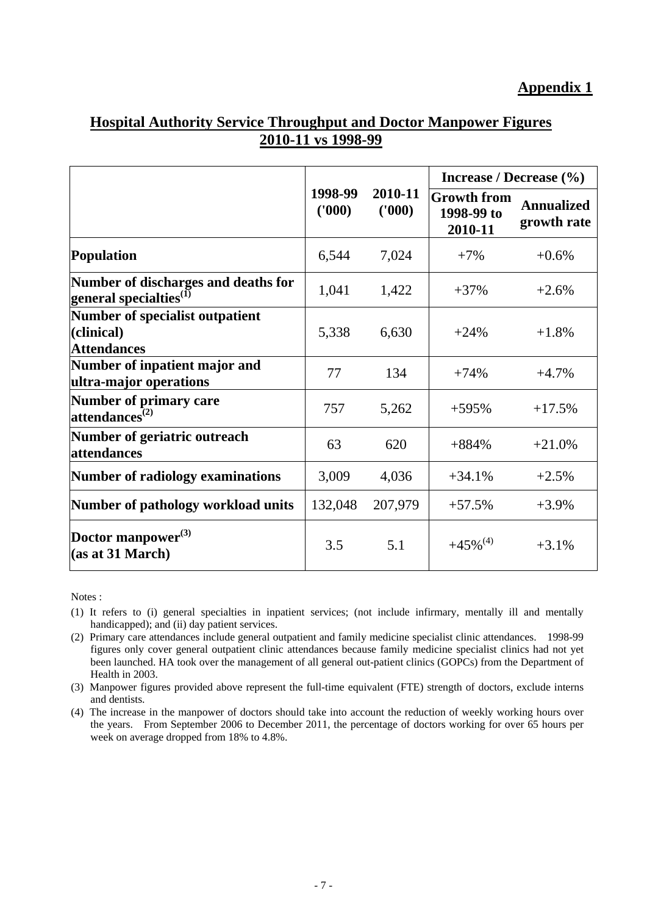**Appendix 1**

## Hospital Authority Service Throughput and Doctor Manpower Figures 2010-11 vs 1998-99

| | 1998-99 ('000) | 2010-11 ('000) | Increase / Decrease (%) | |
|---|---|---|---|---|
| | | | Growth from 1998-99 to 2010-11 | Annualized growth rate |
| **Population** | 6,544 | 7,024 | +7% | +0.6% |
| **Number of discharges and deaths for general specialties[(1)]** | 1,041 | 1,422 | +37% | +2.6% |
| **Number of specialist outpatient (clinical) Attendances** | 5,338 | 6,630 | +24% | +1.8% |
| **Number of inpatient major and ultra-major operations** | 77 | 134 | +74% | +4.7% |
| **Number of primary care attendances[(2)]** | 757 | 5,262 | +595% | +17.5% |
| **Number of geriatric outreach attendances** | 63 | 620 | +884% | +21.0% |
| **Number of radiology examinations** | 3,009 | 4,036 | +34.1% | +2.5% |
| **Number of pathology workload units** | 132,048 | 207,979 | +57.5% | +3.9% |
| **Doctor manpower[(3)] (as at 31 March)** | 3.5 | 5.1 | +45%[(4)] | +3.1% |

Notes :

(1) It refers to (i) general specialties in inpatient services; (not include infirmary, mentally ill and mentally handicapped); and (ii) day patient services.

(2) Primary care attendances include general outpatient and family medicine specialist clinic attendances. 1998-99 figures only cover general outpatient clinic attendances because family medicine specialist clinics had not yet been launched. HA took over the management of all general out-patient clinics (GOPCs) from the Department of Health in 2003.

(3) Manpower figures provided above represent the full-time equivalent (FTE) strength of doctors, exclude interns and dentists.

(4) The increase in the manpower of doctors should take into account the reduction of weekly working hours over the years. From September 2006 to December 2011, the percentage of doctors working for over 65 hours per week on average dropped from 18% to 4.8%.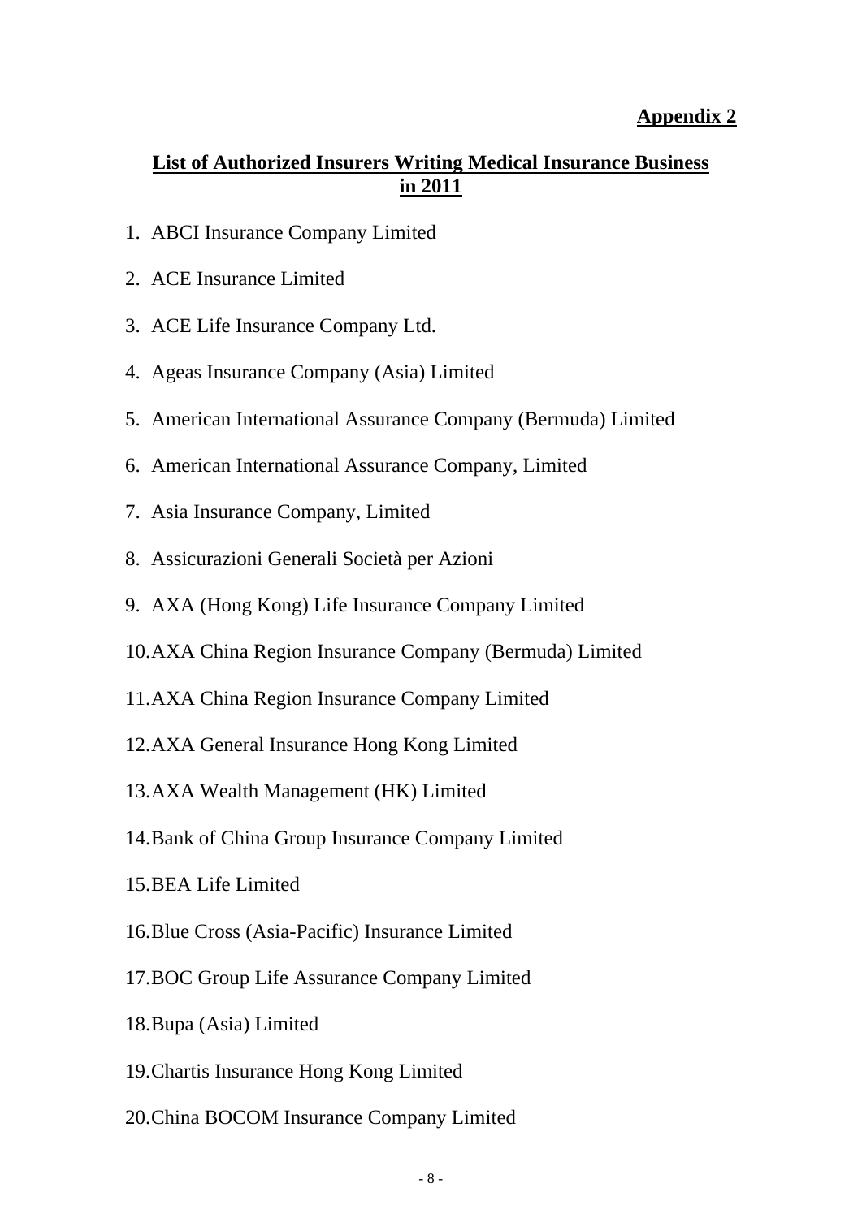**Appendix 2**

## List of Authorized Insurers Writing Medical Insurance Business in 2011

1. ABCI Insurance Company Limited
2. ACE Insurance Limited
3. ACE Life Insurance Company Ltd.
4. Ageas Insurance Company (Asia) Limited
5. American International Assurance Company (Bermuda) Limited
6. American International Assurance Company, Limited
7. Asia Insurance Company, Limited
8. Assicurazioni Generali Società per Azioni
9. AXA (Hong Kong) Life Insurance Company Limited
10. AXA China Region Insurance Company (Bermuda) Limited
11. AXA China Region Insurance Company Limited
12. AXA General Insurance Hong Kong Limited
13. AXA Wealth Management (HK) Limited
14. Bank of China Group Insurance Company Limited
15. BEA Life Limited
16. Blue Cross (Asia-Pacific) Insurance Limited
17. BOC Group Life Assurance Company Limited
18. Bupa (Asia) Limited
19. Chartis Insurance Hong Kong Limited
20. China BOCOM Insurance Company Limited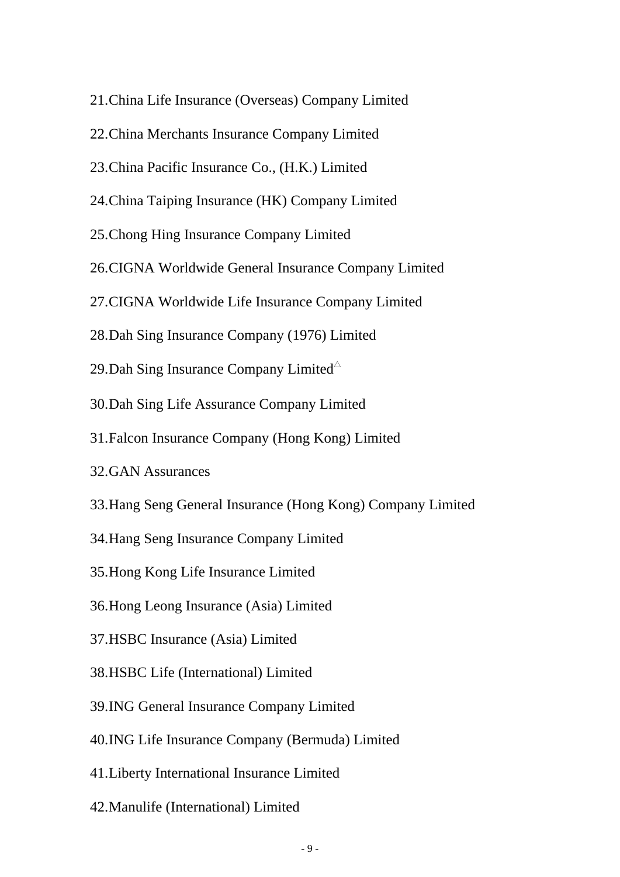21.China Life Insurance (Overseas) Company Limited

22.China Merchants Insurance Company Limited

23.China Pacific Insurance Co., (H.K.) Limited

24.China Taiping Insurance (HK) Company Limited

25.Chong Hing Insurance Company Limited

26.CIGNA Worldwide General Insurance Company Limited

27.CIGNA Worldwide Life Insurance Company Limited

28.Dah Sing Insurance Company (1976) Limited

29.Dah Sing Insurance Company Limited△

30.Dah Sing Life Assurance Company Limited

31.Falcon Insurance Company (Hong Kong) Limited

32.GAN Assurances

33.Hang Seng General Insurance (Hong Kong) Company Limited

34.Hang Seng Insurance Company Limited

35.Hong Kong Life Insurance Limited

36.Hong Leong Insurance (Asia) Limited

37.HSBC Insurance (Asia) Limited

38.HSBC Life (International) Limited

39.ING General Insurance Company Limited

40.ING Life Insurance Company (Bermuda) Limited

41.Liberty International Insurance Limited

42.Manulife (International) Limited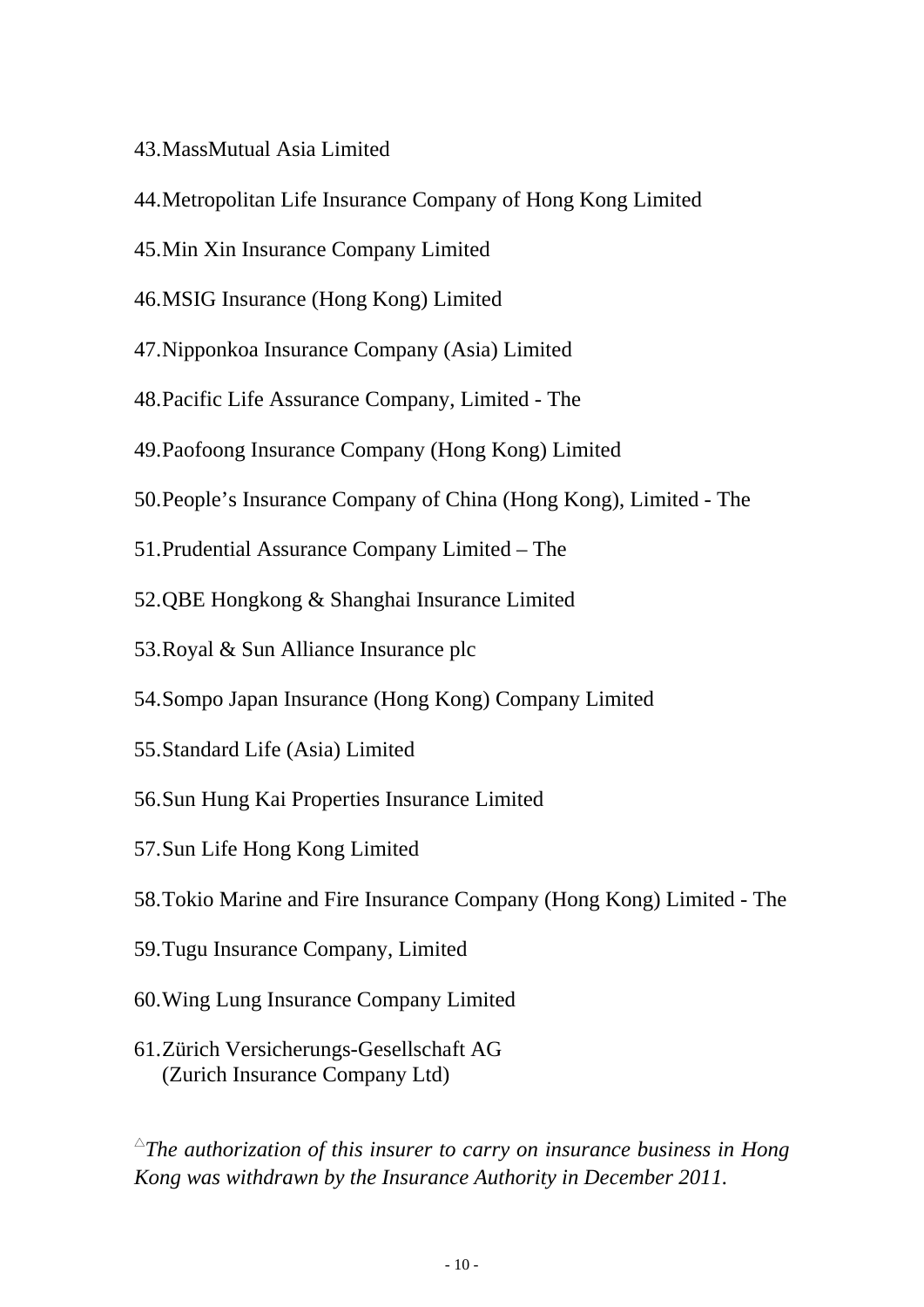43. MassMutual Asia Limited

44. Metropolitan Life Insurance Company of Hong Kong Limited

45. Min Xin Insurance Company Limited

46. MSIG Insurance (Hong Kong) Limited

47. Nipponkoa Insurance Company (Asia) Limited

48. Pacific Life Assurance Company, Limited - The

49. Paofoong Insurance Company (Hong Kong) Limited

50. People’s Insurance Company of China (Hong Kong), Limited - The

51. Prudential Assurance Company Limited – The

52. QBE Hongkong & Shanghai Insurance Limited

53. Royal & Sun Alliance Insurance plc

54. Sompo Japan Insurance (Hong Kong) Company Limited

55. Standard Life (Asia) Limited

56. Sun Hung Kai Properties Insurance Limited

57. Sun Life Hong Kong Limited

58. Tokio Marine and Fire Insurance Company (Hong Kong) Limited - The

59. Tugu Insurance Company, Limited

60. Wing Lung Insurance Company Limited

61. Zürich Versicherungs-Gesellschaft AG
    (Zurich Insurance Company Ltd)

△*The authorization of this insurer to carry on insurance business in Hong Kong was withdrawn by the Insurance Authority in December 2011.*